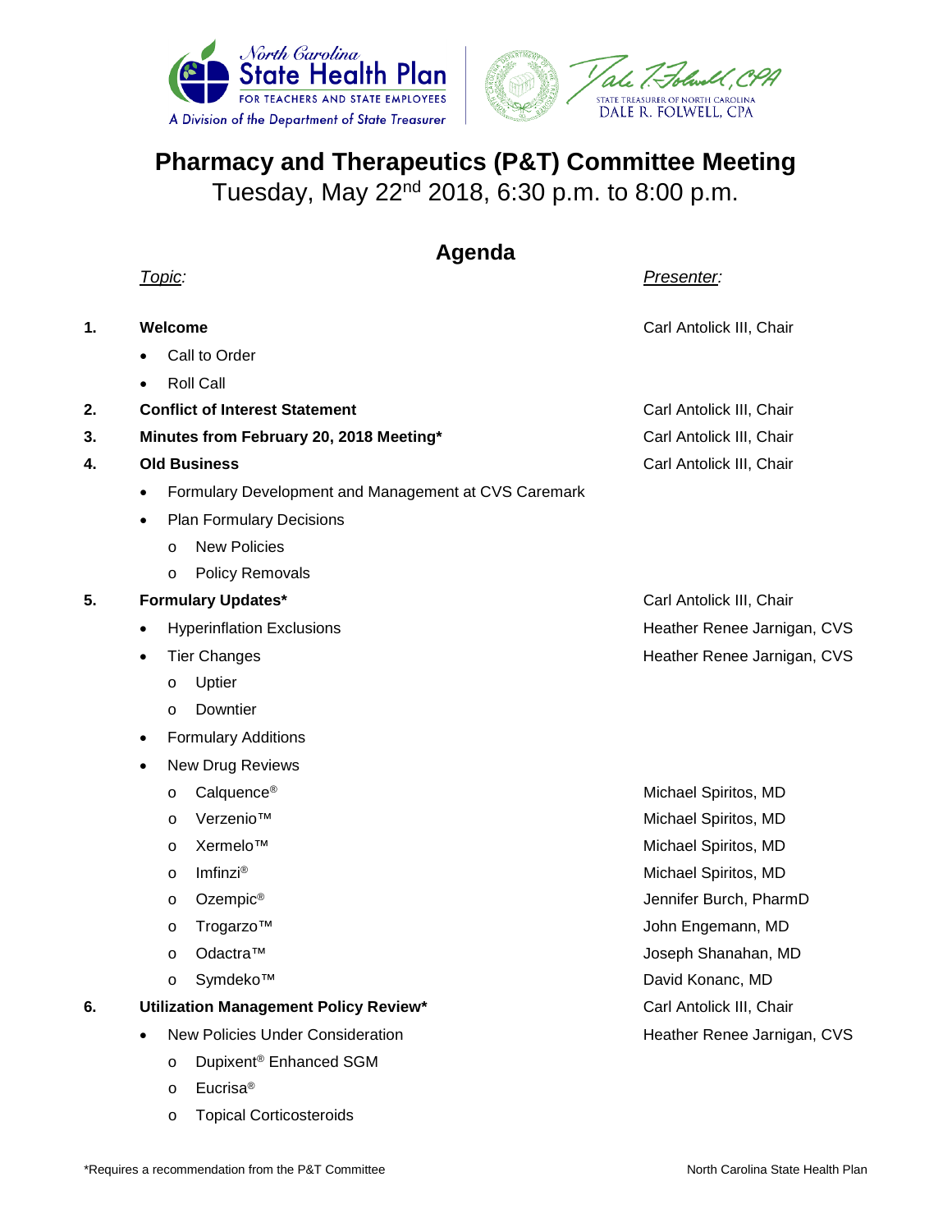# Pharmacy and Therapeutics (P&T) Committee Meeting

Tuesday, May 22nd 2018, 6:30 p.m. to 8:00 p.m.

## Agenda

| | *Topic:* | *Presenter:* |
|---|---|---|
| **1.** | **Welcome** | Carl Antolick III, Chair |
| | • Call to Order | |
| | • Roll Call | |
| **2.** | **Conflict of Interest Statement** | Carl Antolick III, Chair |
| **3.** | **Minutes from February 20, 2018 Meeting*** | Carl Antolick III, Chair |
| **4.** | **Old Business** | Carl Antolick III, Chair |
| | • Formulary Development and Management at CVS Caremark | |
| | • Plan Formulary Decisions | |
| | o New Policies | |
| | o Policy Removals | |
| **5.** | **Formulary Updates*** | Carl Antolick III, Chair |
| | • Hyperinflation Exclusions | Heather Renee Jarnigan, CVS |
| | • Tier Changes | Heather Renee Jarnigan, CVS |
| | o Uptier | |
| | o Downtier | |
| | • Formulary Additions | |
| | • New Drug Reviews | |
| | o Calquence® | Michael Spiritos, MD |
| | o Verzenio™ | Michael Spiritos, MD |
| | o Xermelo™ | Michael Spiritos, MD |
| | o Imfinzi® | Michael Spiritos, MD |
| | o Ozempic® | Jennifer Burch, PharmD |
| | o Trogarzo™ | John Engemann, MD |
| | o Odactra™ | Joseph Shanahan, MD |
| | o Symdeko™ | David Konanc, MD |
| **6.** | **Utilization Management Policy Review*** | Carl Antolick III, Chair |
| | • New Policies Under Consideration | Heather Renee Jarnigan, CVS |
| | o Dupixent® Enhanced SGM | |
| | o Eucrisa® | |
| | o Topical Corticosteroids | |

*Requires a recommendation from the P&T Committee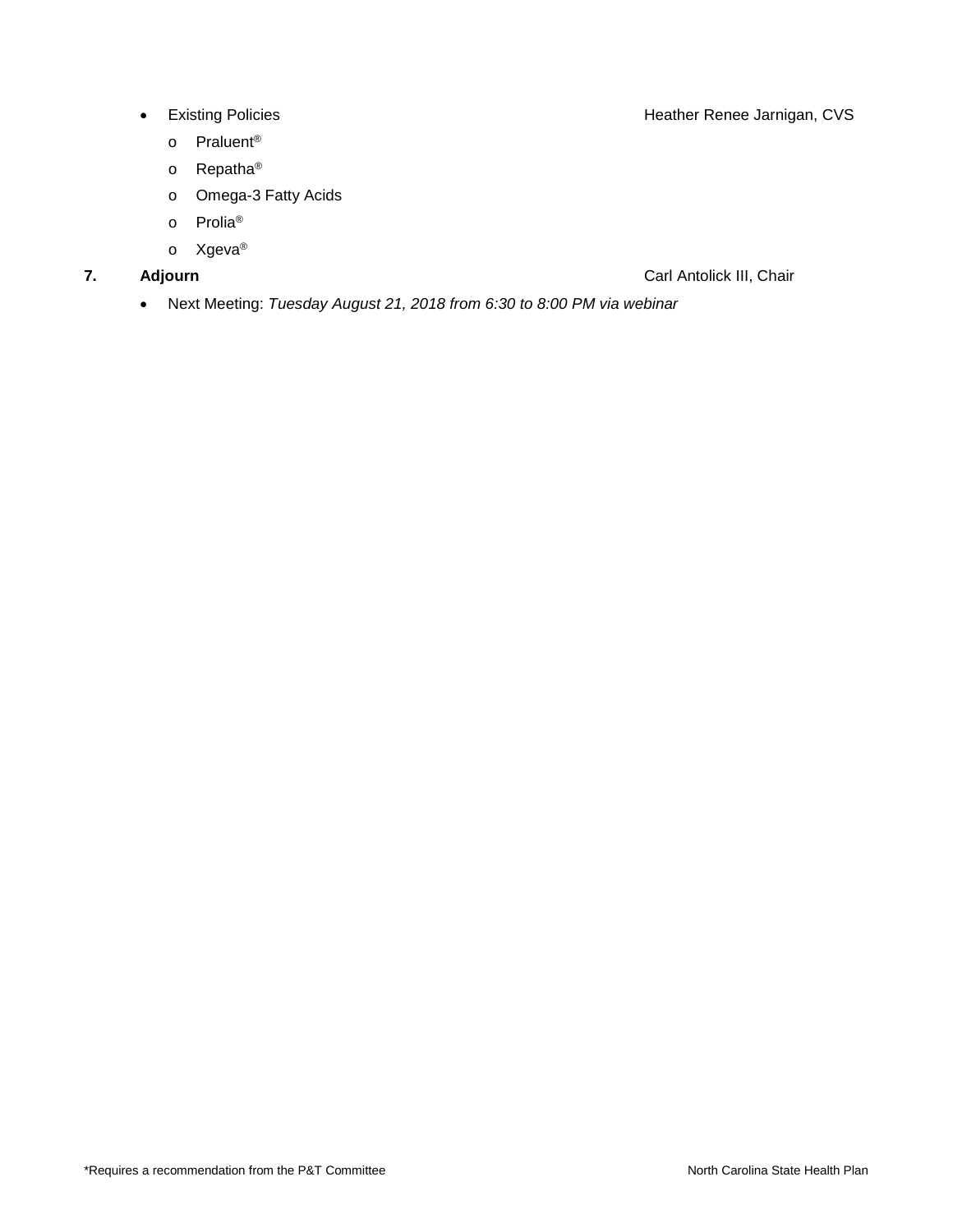- Existing Policies — Heather Renee Jarnigan, CVS
  - Praluent®
  - Repatha®
  - Omega-3 Fatty Acids
  - Prolia®
  - Xgeva®

**7. Adjourn** — Carl Antolick III, Chair

- Next Meeting: *Tuesday August 21, 2018 from 6:30 to 8:00 PM via webinar*

*Requires a recommendation from the P&T Committee